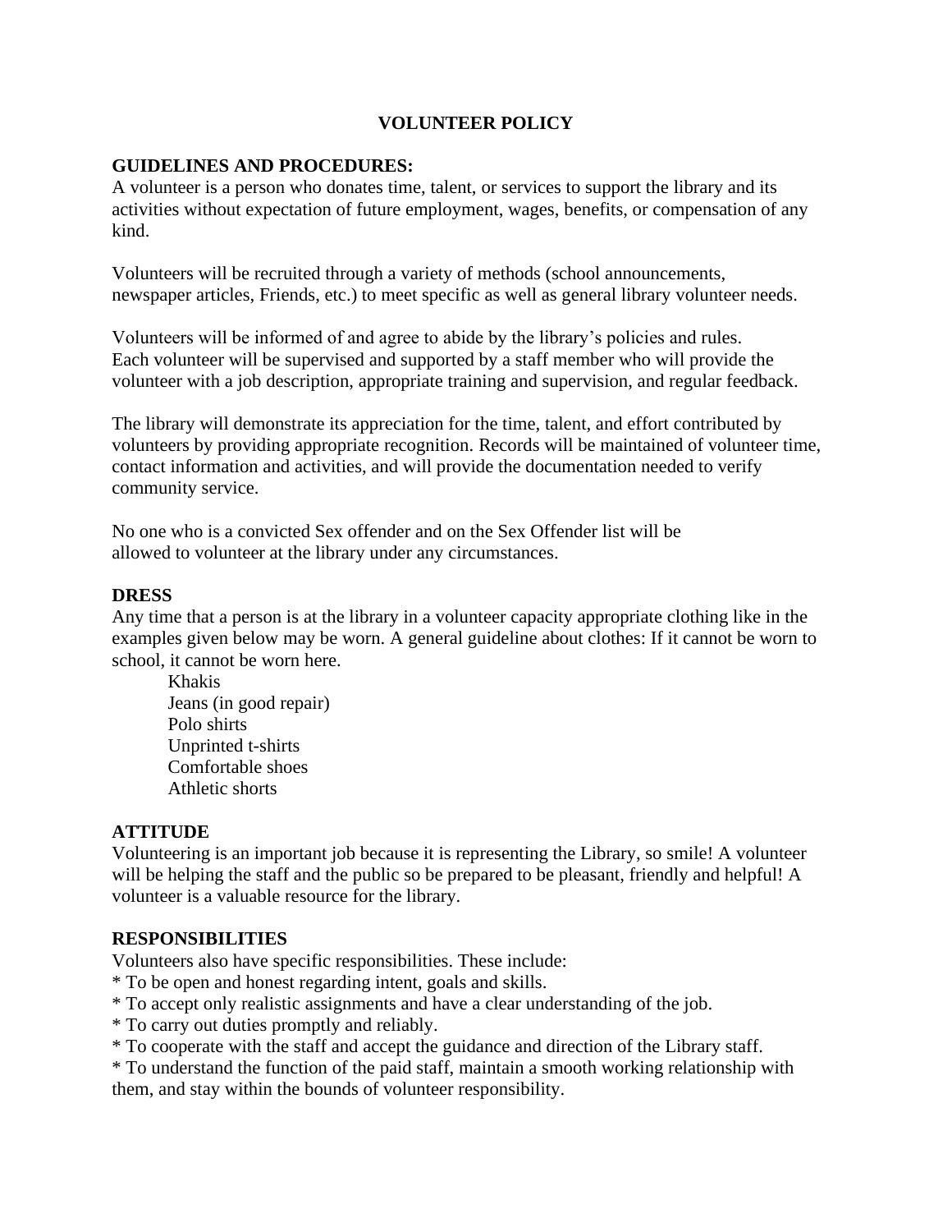# VOLUNTEER POLICY

**GUIDELINES AND PROCEDURES:**
A volunteer is a person who donates time, talent, or services to support the library and its activities without expectation of future employment, wages, benefits, or compensation of any kind.

Volunteers will be recruited through a variety of methods (school announcements, newspaper articles, Friends, etc.) to meet specific as well as general library volunteer needs.

Volunteers will be informed of and agree to abide by the library's policies and rules. Each volunteer will be supervised and supported by a staff member who will provide the volunteer with a job description, appropriate training and supervision, and regular feedback.

The library will demonstrate its appreciation for the time, talent, and effort contributed by volunteers by providing appropriate recognition. Records will be maintained of volunteer time, contact information and activities, and will provide the documentation needed to verify community service.

No one who is a convicted Sex offender and on the Sex Offender list will be allowed to volunteer at the library under any circumstances.

**DRESS**
Any time that a person is at the library in a volunteer capacity appropriate clothing like in the examples given below may be worn. A general guideline about clothes: If it cannot be worn to school, it cannot be worn here.

- Khakis
- Jeans (in good repair)
- Polo shirts
- Unprinted t-shirts
- Comfortable shoes
- Athletic shorts

**ATTITUDE**
Volunteering is an important job because it is representing the Library, so smile! A volunteer will be helping the staff and the public so be prepared to be pleasant, friendly and helpful! A volunteer is a valuable resource for the library.

**RESPONSIBILITIES**
Volunteers also have specific responsibilities. These include:

* To be open and honest regarding intent, goals and skills.
* To accept only realistic assignments and have a clear understanding of the job.
* To carry out duties promptly and reliably.
* To cooperate with the staff and accept the guidance and direction of the Library staff.
* To understand the function of the paid staff, maintain a smooth working relationship with them, and stay within the bounds of volunteer responsibility.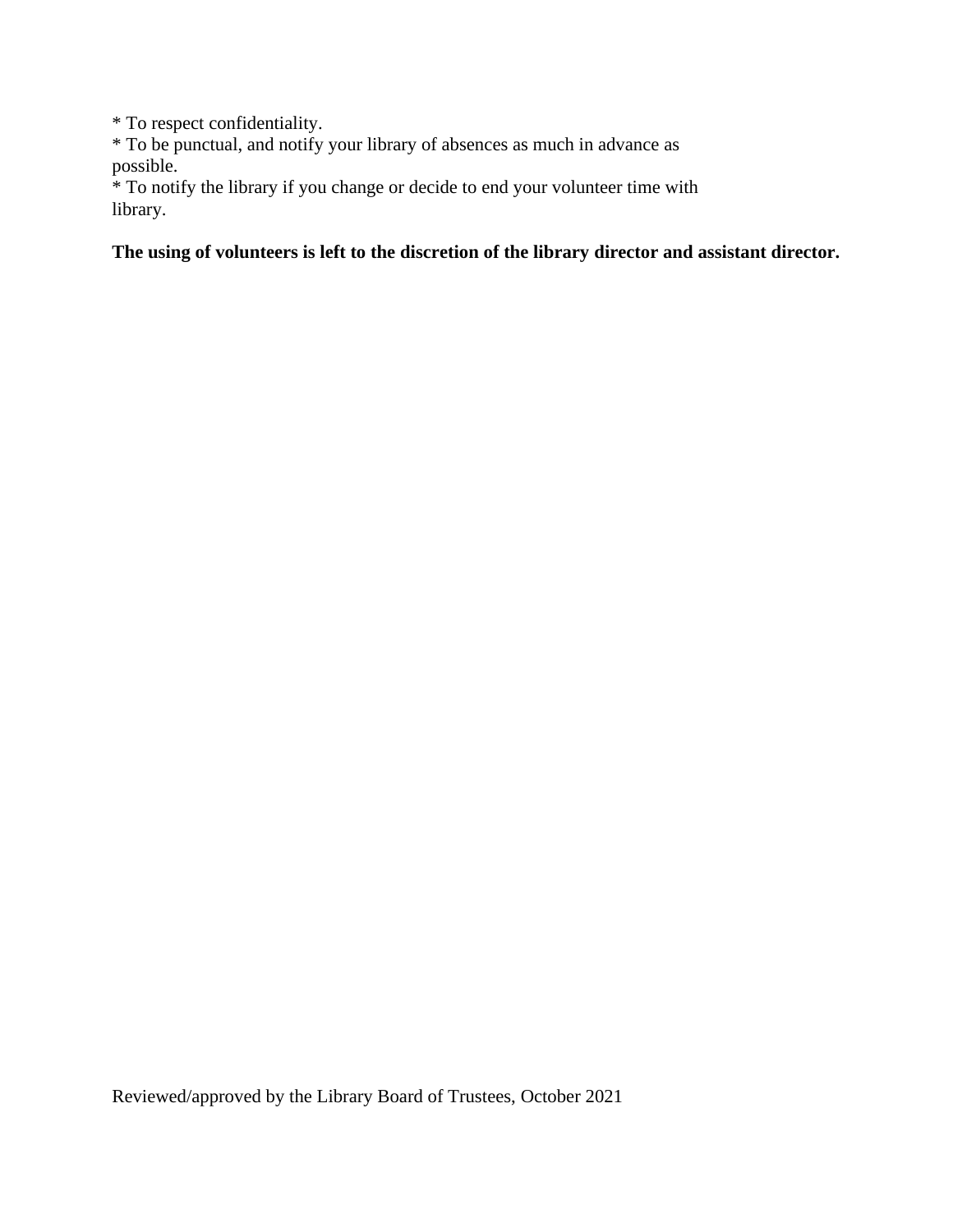* To respect confidentiality.
* To be punctual, and notify your library of absences as much in advance as possible.
* To notify the library if you change or decide to end your volunteer time with library.

**The using of volunteers is left to the discretion of the library director and assistant director.**

Reviewed/approved by the Library Board of Trustees, October 2021